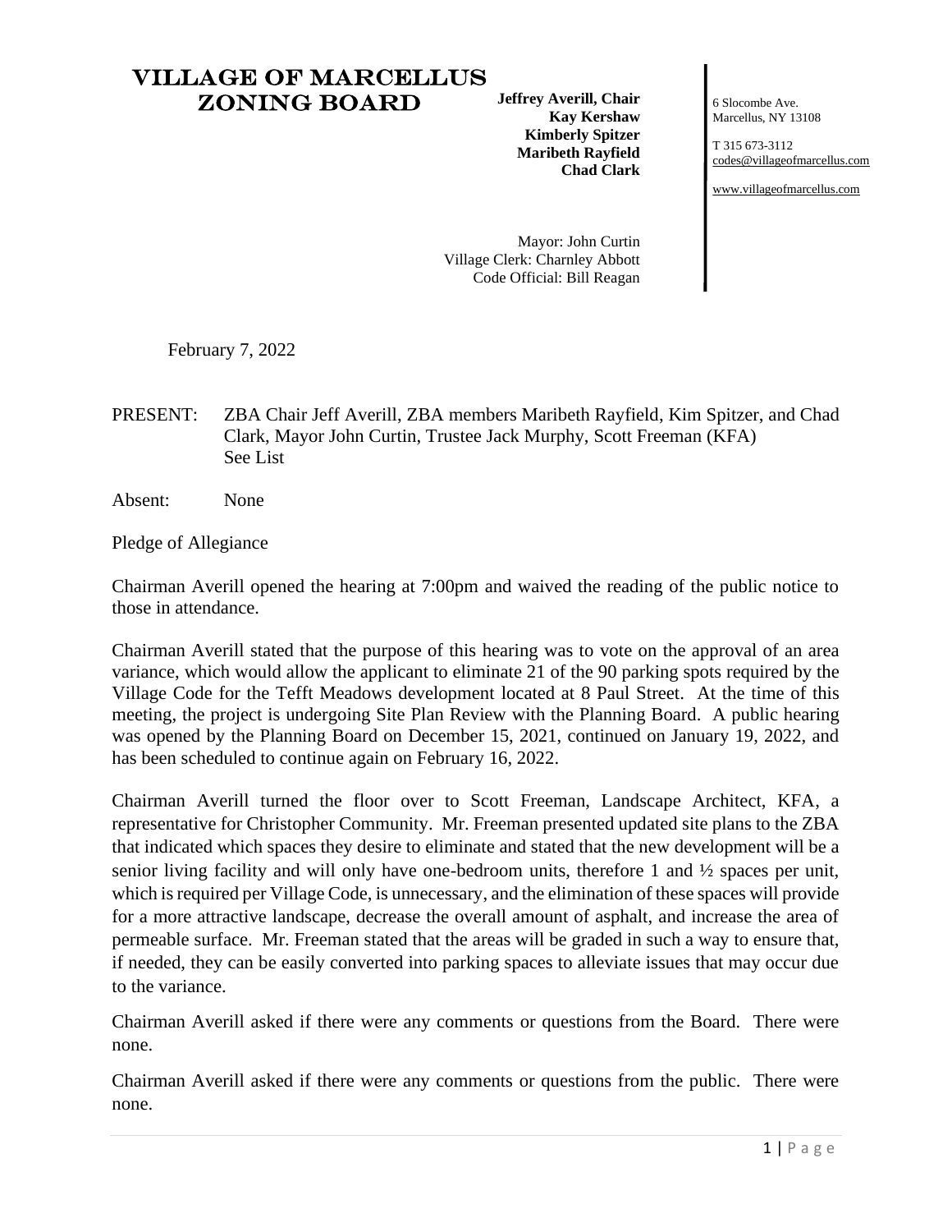# VILLAGE OF MARCELLUS ZONING BOARD

**Jeffrey Averill, Chair**
**Kay Kershaw**
**Kimberly Spitzer**
**Maribeth Rayfield**
**Chad Clark**

Mayor: John Curtin
Village Clerk: Charnley Abbott
Code Official: Bill Reagan

6 Slocombe Ave.
Marcellus, NY 13108

T 315 673-3112
codes@villageofmarcellus.com

www.villageofmarcellus.com

February 7, 2022

PRESENT: ZBA Chair Jeff Averill, ZBA members Maribeth Rayfield, Kim Spitzer, and Chad Clark, Mayor John Curtin, Trustee Jack Murphy, Scott Freeman (KFA)
See List

Absent: None

Pledge of Allegiance

Chairman Averill opened the hearing at 7:00pm and waived the reading of the public notice to those in attendance.

Chairman Averill stated that the purpose of this hearing was to vote on the approval of an area variance, which would allow the applicant to eliminate 21 of the 90 parking spots required by the Village Code for the Tefft Meadows development located at 8 Paul Street. At the time of this meeting, the project is undergoing Site Plan Review with the Planning Board. A public hearing was opened by the Planning Board on December 15, 2021, continued on January 19, 2022, and has been scheduled to continue again on February 16, 2022.

Chairman Averill turned the floor over to Scott Freeman, Landscape Architect, KFA, a representative for Christopher Community. Mr. Freeman presented updated site plans to the ZBA that indicated which spaces they desire to eliminate and stated that the new development will be a senior living facility and will only have one-bedroom units, therefore 1 and ½ spaces per unit, which is required per Village Code, is unnecessary, and the elimination of these spaces will provide for a more attractive landscape, decrease the overall amount of asphalt, and increase the area of permeable surface. Mr. Freeman stated that the areas will be graded in such a way to ensure that, if needed, they can be easily converted into parking spaces to alleviate issues that may occur due to the variance.

Chairman Averill asked if there were any comments or questions from the Board. There were none.

Chairman Averill asked if there were any comments or questions from the public. There were none.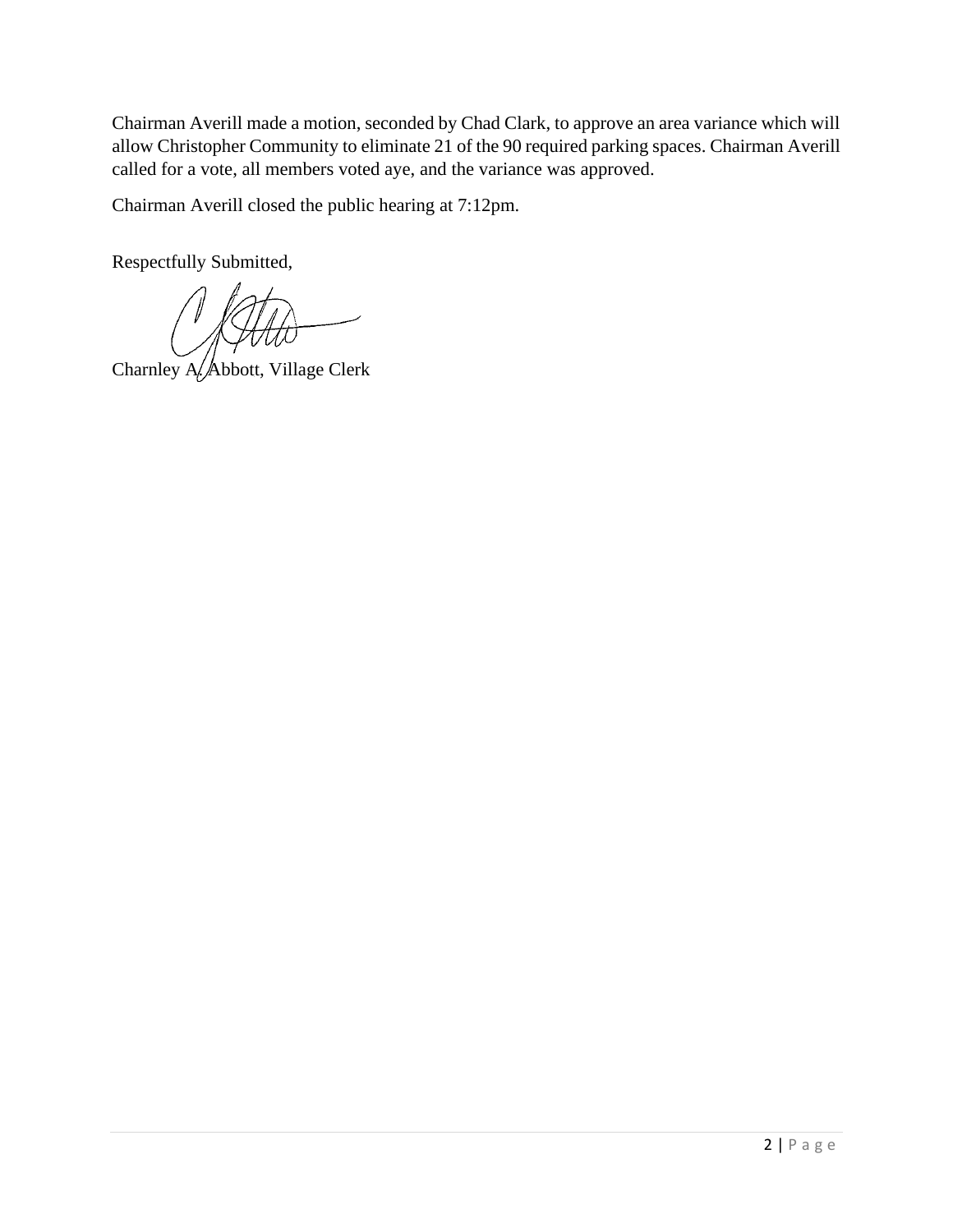Chairman Averill made a motion, seconded by Chad Clark, to approve an area variance which will allow Christopher Community to eliminate 21 of the 90 required parking spaces. Chairman Averill called for a vote, all members voted aye, and the variance was approved.

Chairman Averill closed the public hearing at 7:12pm.

Respectfully Submitted,

Charnley A. Abbott, Village Clerk